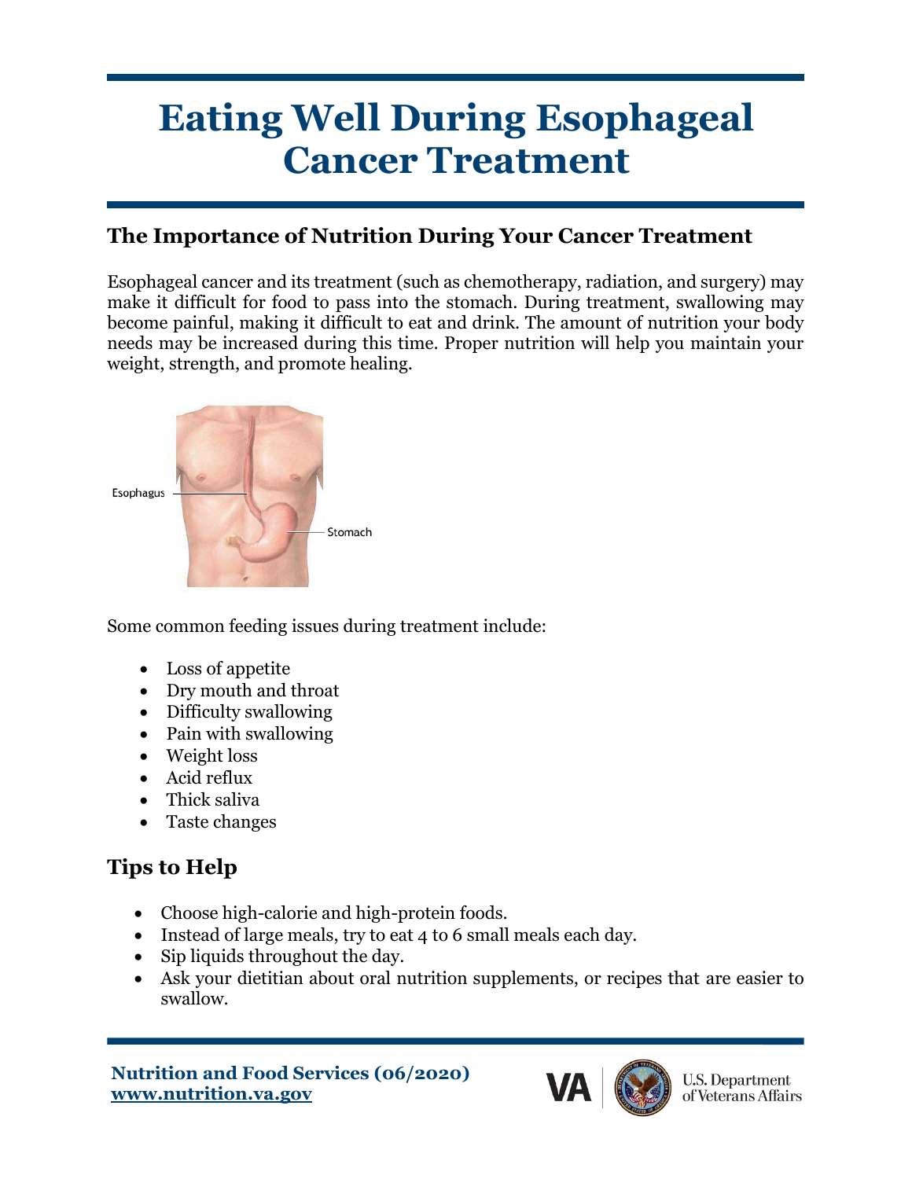# Eating Well During Esophageal Cancer Treatment

## The Importance of Nutrition During Your Cancer Treatment

Esophageal cancer and its treatment (such as chemotherapy, radiation, and surgery) may make it difficult for food to pass into the stomach. During treatment, swallowing may become painful, making it difficult to eat and drink. The amount of nutrition your body needs may be increased during this time. Proper nutrition will help you maintain your weight, strength, and promote healing.

Some common feeding issues during treatment include:

- Loss of appetite
- Dry mouth and throat
- Difficulty swallowing
- Pain with swallowing
- Weight loss
- Acid reflux
- Thick saliva
- Taste changes

## Tips to Help

- Choose high-calorie and high-protein foods.
- Instead of large meals, try to eat 4 to 6 small meals each day.
- Sip liquids throughout the day.
- Ask your dietitian about oral nutrition supplements, or recipes that are easier to swallow.

**Nutrition and Food Services (06/2020)**
**www.nutrition.va.gov**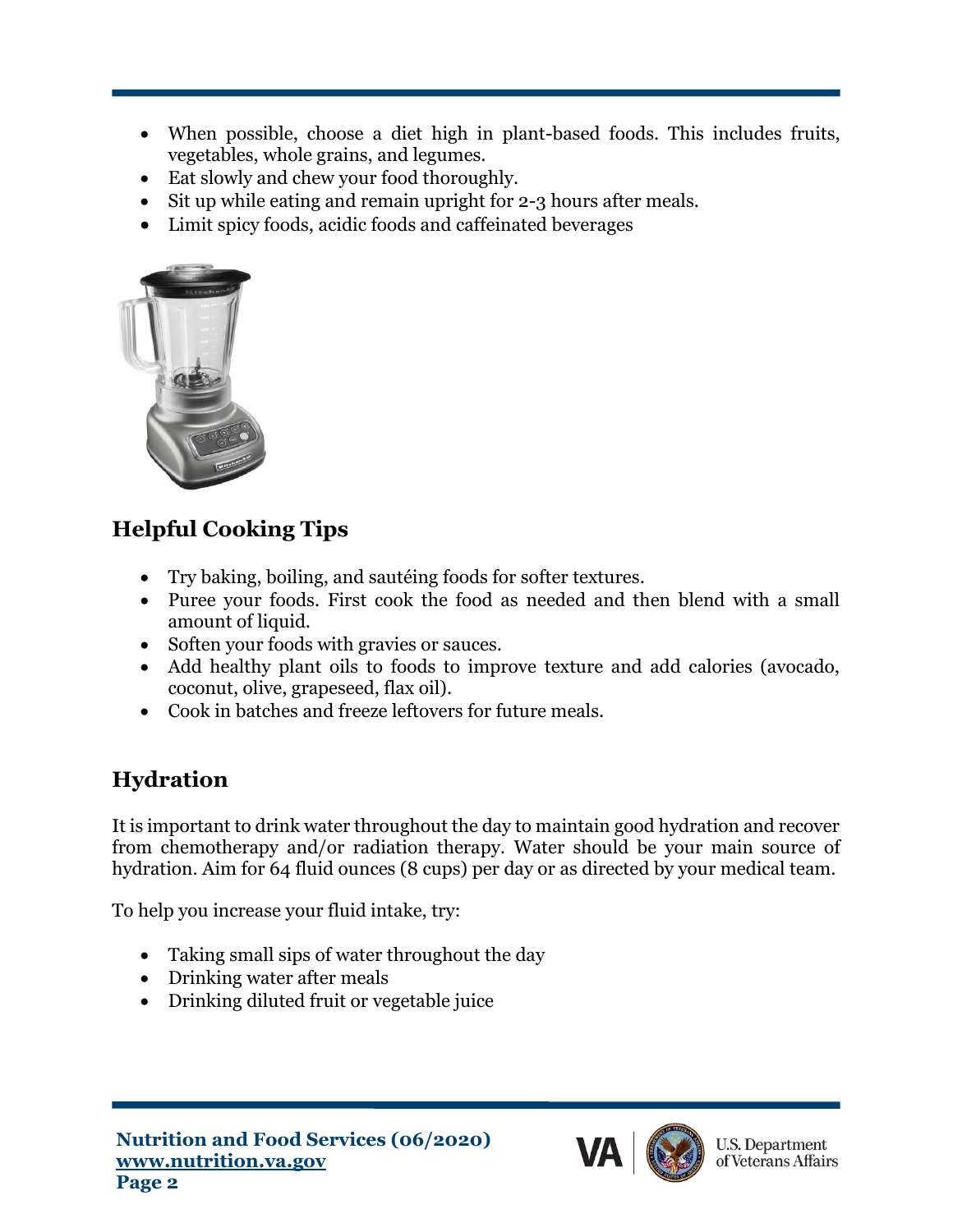- When possible, choose a diet high in plant-based foods. This includes fruits, vegetables, whole grains, and legumes.
- Eat slowly and chew your food thoroughly.
- Sit up while eating and remain upright for 2-3 hours after meals.
- Limit spicy foods, acidic foods and caffeinated beverages

## Helpful Cooking Tips

- Try baking, boiling, and sautéing foods for softer textures.
- Puree your foods. First cook the food as needed and then blend with a small amount of liquid.
- Soften your foods with gravies or sauces.
- Add healthy plant oils to foods to improve texture and add calories (avocado, coconut, olive, grapeseed, flax oil).
- Cook in batches and freeze leftovers for future meals.

## Hydration

It is important to drink water throughout the day to maintain good hydration and recover from chemotherapy and/or radiation therapy. Water should be your main source of hydration. Aim for 64 fluid ounces (8 cups) per day or as directed by your medical team.

To help you increase your fluid intake, try:

- Taking small sips of water throughout the day
- Drinking water after meals
- Drinking diluted fruit or vegetable juice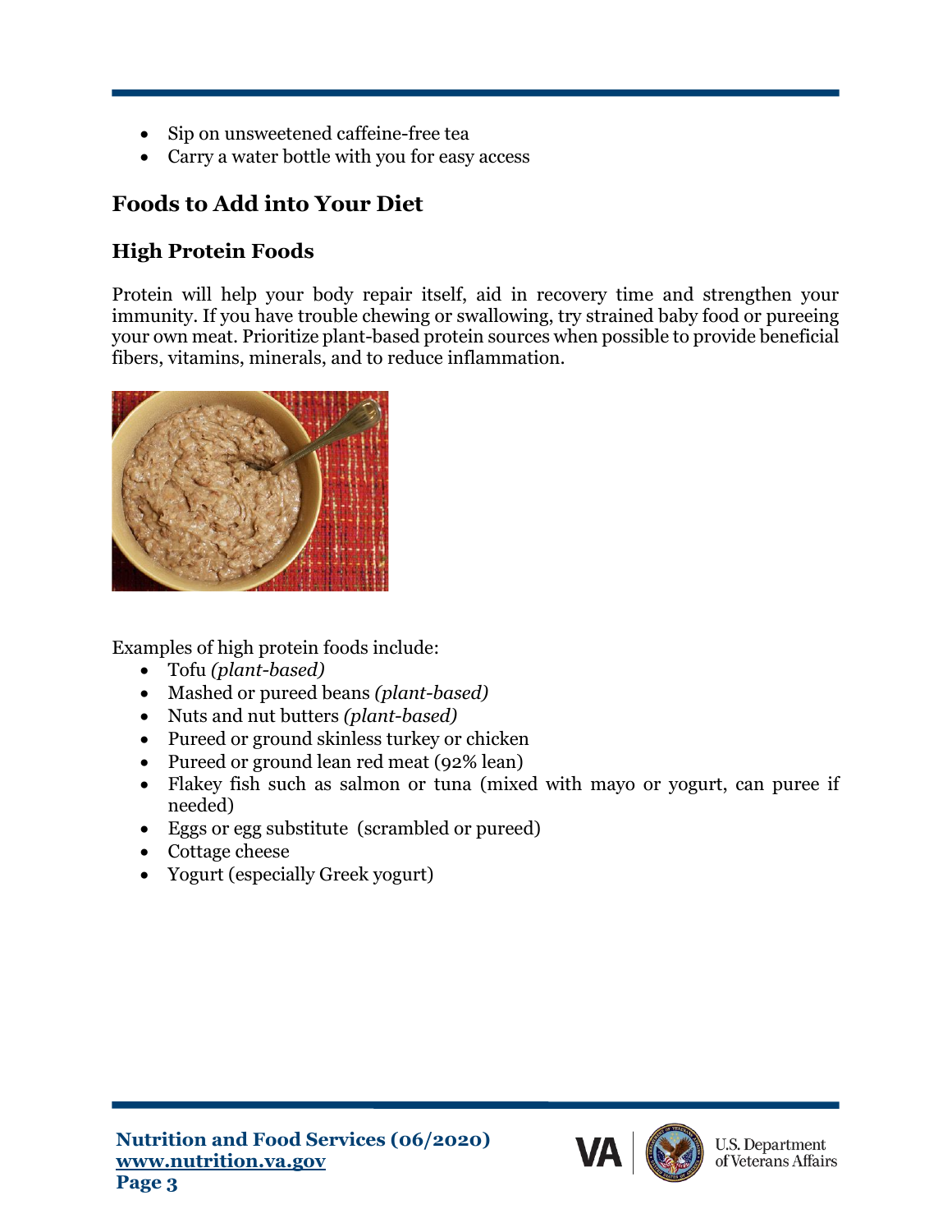- Sip on unsweetened caffeine-free tea
- Carry a water bottle with you for easy access

## Foods to Add into Your Diet

### High Protein Foods

Protein will help your body repair itself, aid in recovery time and strengthen your immunity. If you have trouble chewing or swallowing, try strained baby food or pureeing your own meat. Prioritize plant-based protein sources when possible to provide beneficial fibers, vitamins, minerals, and to reduce inflammation.

Examples of high protein foods include:

- Tofu *(plant-based)*
- Mashed or pureed beans *(plant-based)*
- Nuts and nut butters *(plant-based)*
- Pureed or ground skinless turkey or chicken
- Pureed or ground lean red meat (92% lean)
- Flakey fish such as salmon or tuna (mixed with mayo or yogurt, can puree if needed)
- Eggs or egg substitute (scrambled or pureed)
- Cottage cheese
- Yogurt (especially Greek yogurt)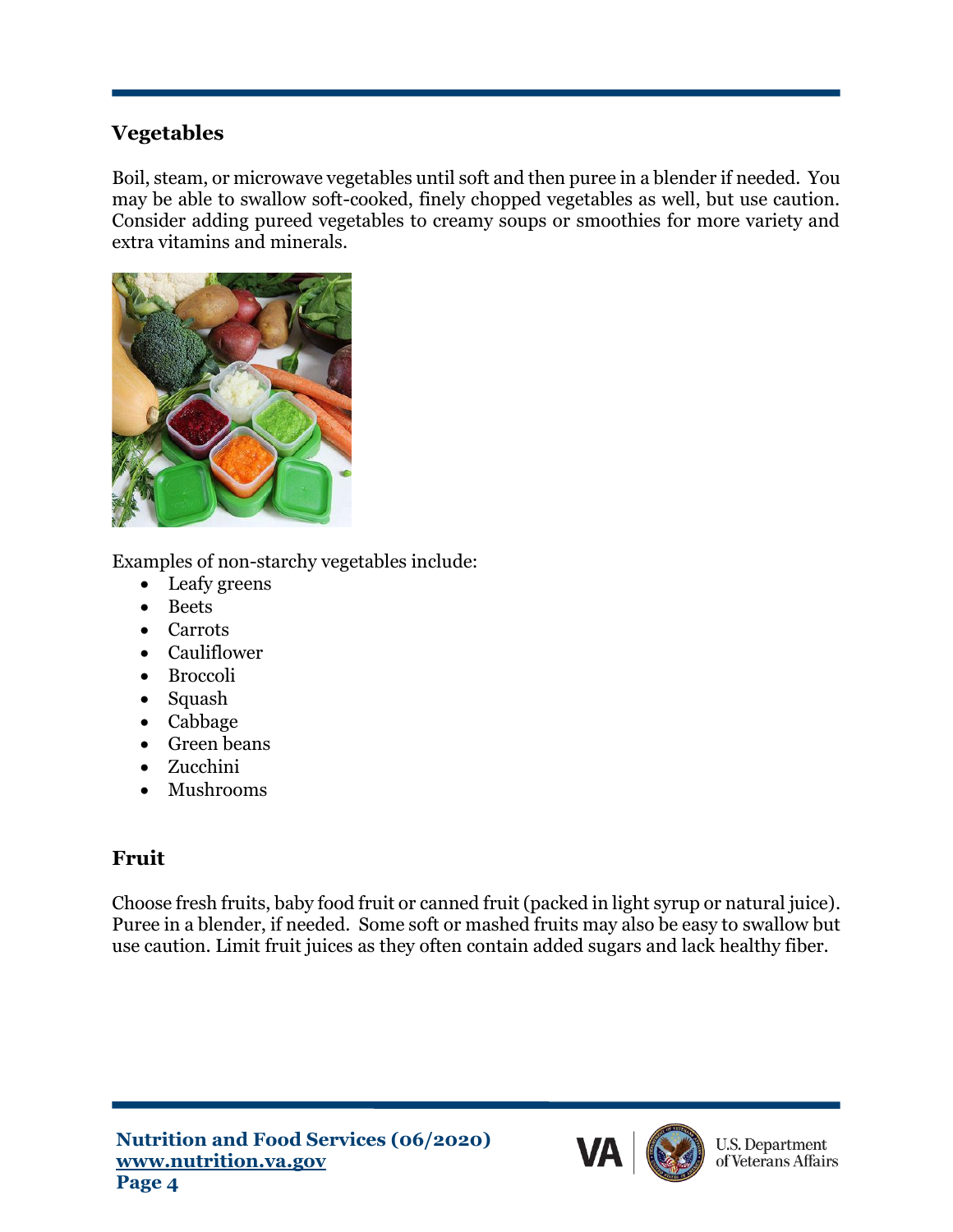## Vegetables

Boil, steam, or microwave vegetables until soft and then puree in a blender if needed. You may be able to swallow soft-cooked, finely chopped vegetables as well, but use caution. Consider adding pureed vegetables to creamy soups or smoothies for more variety and extra vitamins and minerals.

Examples of non-starchy vegetables include:

- Leafy greens
- Beets
- Carrots
- Cauliflower
- Broccoli
- Squash
- Cabbage
- Green beans
- Zucchini
- Mushrooms

## Fruit

Choose fresh fruits, baby food fruit or canned fruit (packed in light syrup or natural juice). Puree in a blender, if needed. Some soft or mashed fruits may also be easy to swallow but use caution. Limit fruit juices as they often contain added sugars and lack healthy fiber.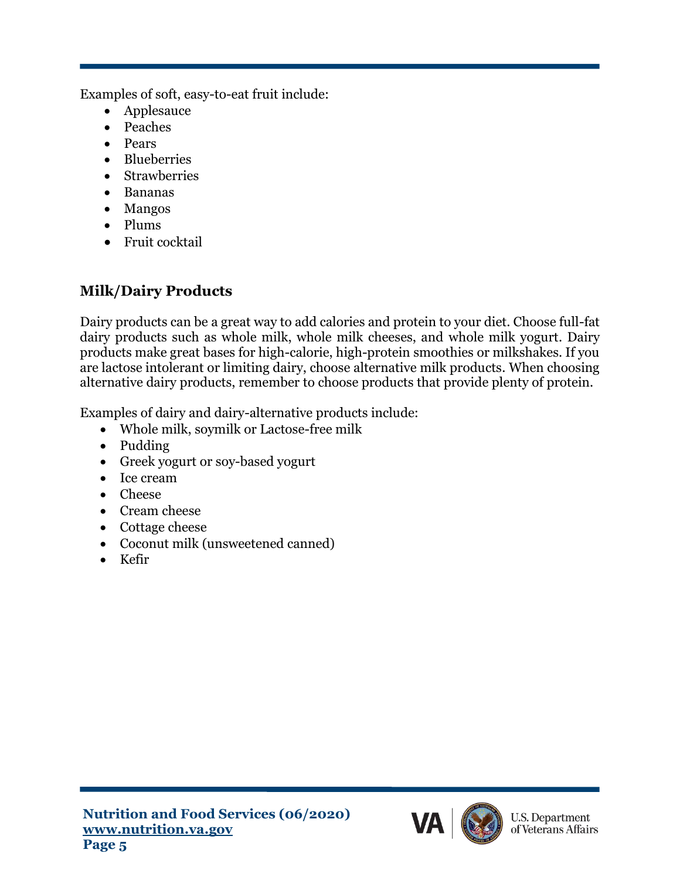Examples of soft, easy-to-eat fruit include:

- Applesauce
- Peaches
- Pears
- Blueberries
- Strawberries
- Bananas
- Mangos
- Plums
- Fruit cocktail

## Milk/Dairy Products

Dairy products can be a great way to add calories and protein to your diet. Choose full-fat dairy products such as whole milk, whole milk cheeses, and whole milk yogurt. Dairy products make great bases for high-calorie, high-protein smoothies or milkshakes. If you are lactose intolerant or limiting dairy, choose alternative milk products. When choosing alternative dairy products, remember to choose products that provide plenty of protein.

Examples of dairy and dairy-alternative products include:

- Whole milk, soymilk or Lactose-free milk
- Pudding
- Greek yogurt or soy-based yogurt
- Ice cream
- Cheese
- Cream cheese
- Cottage cheese
- Coconut milk (unsweetened canned)
- Kefir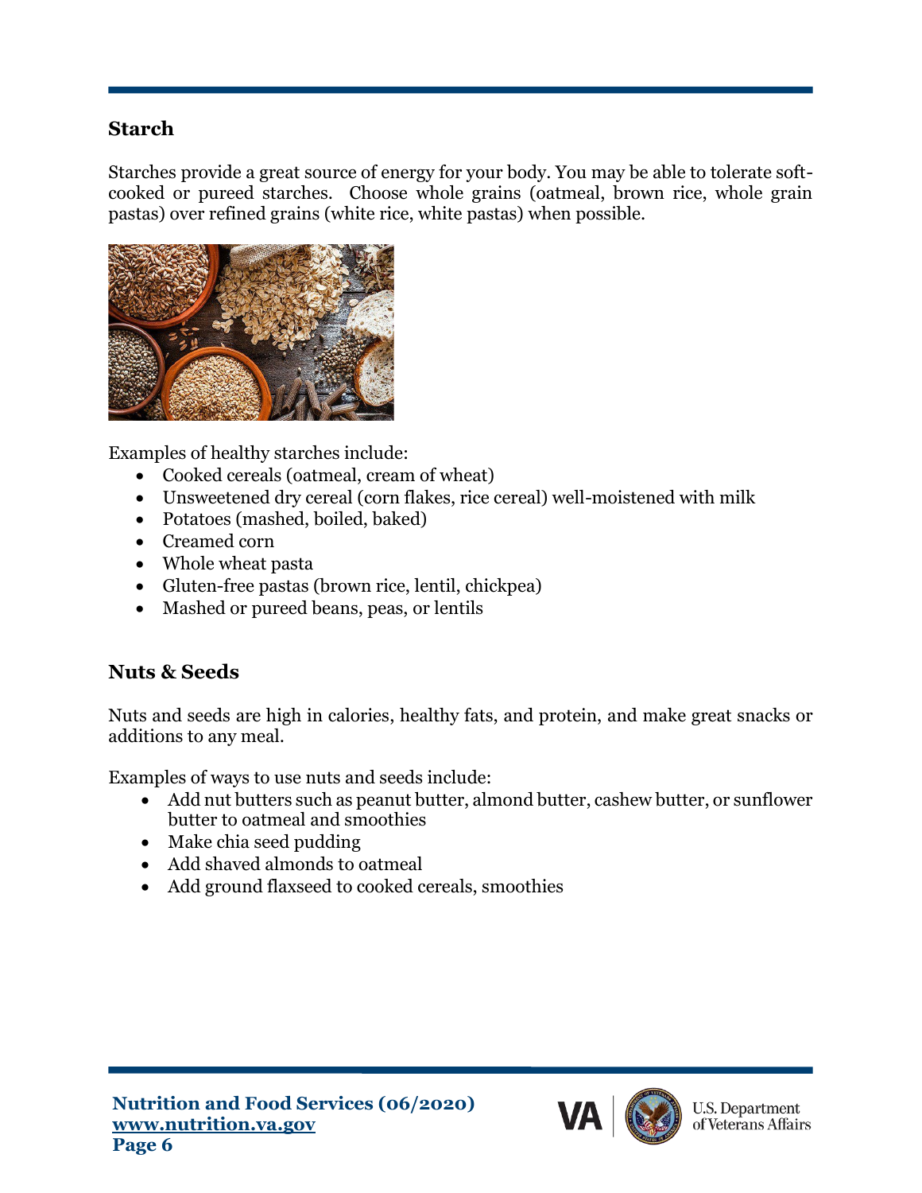## Starch

Starches provide a great source of energy for your body. You may be able to tolerate soft-cooked or pureed starches. Choose whole grains (oatmeal, brown rice, whole grain pastas) over refined grains (white rice, white pastas) when possible.

Examples of healthy starches include:

- Cooked cereals (oatmeal, cream of wheat)
- Unsweetened dry cereal (corn flakes, rice cereal) well-moistened with milk
- Potatoes (mashed, boiled, baked)
- Creamed corn
- Whole wheat pasta
- Gluten-free pastas (brown rice, lentil, chickpea)
- Mashed or pureed beans, peas, or lentils

## Nuts & Seeds

Nuts and seeds are high in calories, healthy fats, and protein, and make great snacks or additions to any meal.

Examples of ways to use nuts and seeds include:

- Add nut butters such as peanut butter, almond butter, cashew butter, or sunflower butter to oatmeal and smoothies
- Make chia seed pudding
- Add shaved almonds to oatmeal
- Add ground flaxseed to cooked cereals, smoothies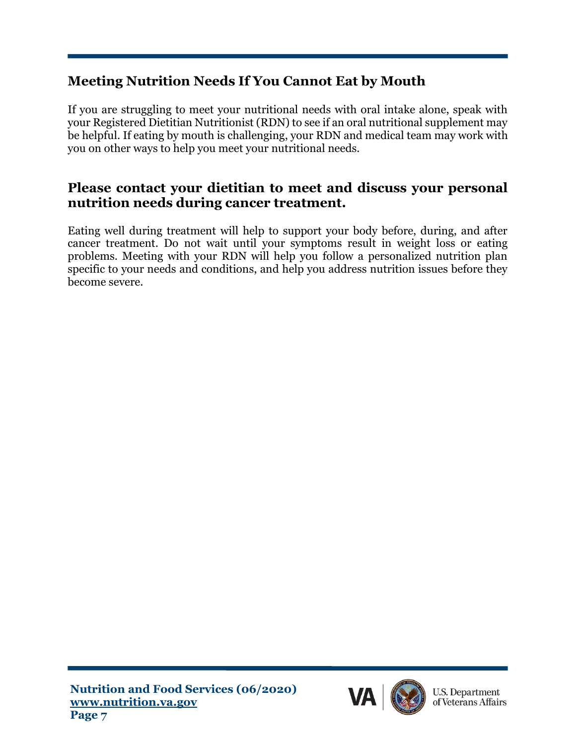## Meeting Nutrition Needs If You Cannot Eat by Mouth

If you are struggling to meet your nutritional needs with oral intake alone, speak with your Registered Dietitian Nutritionist (RDN) to see if an oral nutritional supplement may be helpful. If eating by mouth is challenging, your RDN and medical team may work with you on other ways to help you meet your nutritional needs.

## Please contact your dietitian to meet and discuss your personal nutrition needs during cancer treatment.

Eating well during treatment will help to support your body before, during, and after cancer treatment. Do not wait until your symptoms result in weight loss or eating problems. Meeting with your RDN will help you follow a personalized nutrition plan specific to your needs and conditions, and help you address nutrition issues before they become severe.